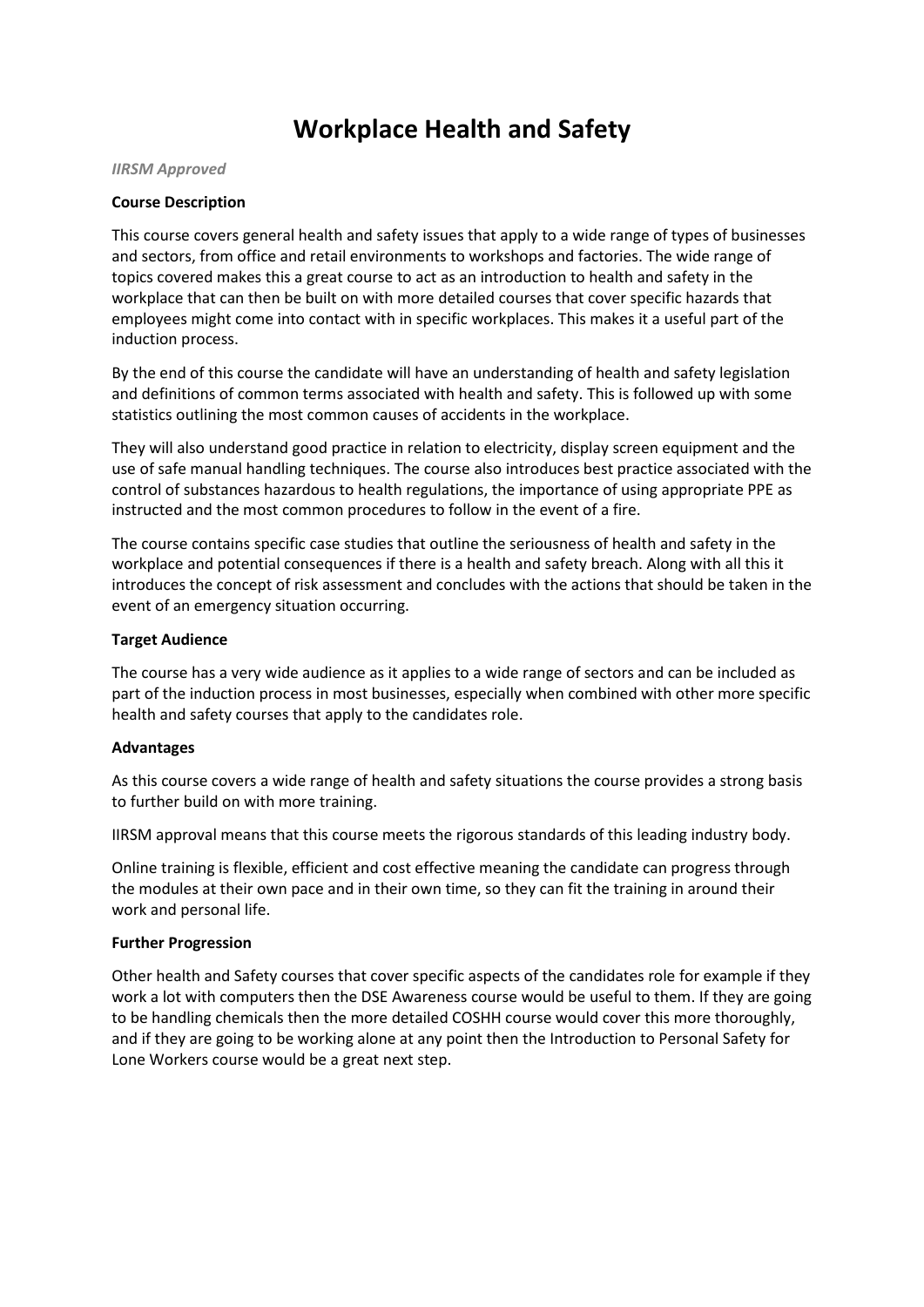# Workplace Health and Safety

*IIRSM Approved*

**Course Description**

This course covers general health and safety issues that apply to a wide range of types of businesses and sectors, from office and retail environments to workshops and factories. The wide range of topics covered makes this a great course to act as an introduction to health and safety in the workplace that can then be built on with more detailed courses that cover specific hazards that employees might come into contact with in specific workplaces. This makes it a useful part of the induction process.

By the end of this course the candidate will have an understanding of health and safety legislation and definitions of common terms associated with health and safety. This is followed up with some statistics outlining the most common causes of accidents in the workplace.

They will also understand good practice in relation to electricity, display screen equipment and the use of safe manual handling techniques. The course also introduces best practice associated with the control of substances hazardous to health regulations, the importance of using appropriate PPE as instructed and the most common procedures to follow in the event of a fire.

The course contains specific case studies that outline the seriousness of health and safety in the workplace and potential consequences if there is a health and safety breach. Along with all this it introduces the concept of risk assessment and concludes with the actions that should be taken in the event of an emergency situation occurring.

**Target Audience**

The course has a very wide audience as it applies to a wide range of sectors and can be included as part of the induction process in most businesses, especially when combined with other more specific health and safety courses that apply to the candidates role.

**Advantages**

As this course covers a wide range of health and safety situations the course provides a strong basis to further build on with more training.

IIRSM approval means that this course meets the rigorous standards of this leading industry body.

Online training is flexible, efficient and cost effective meaning the candidate can progress through the modules at their own pace and in their own time, so they can fit the training in around their work and personal life.

**Further Progression**

Other health and Safety courses that cover specific aspects of the candidates role for example if they work a lot with computers then the DSE Awareness course would be useful to them. If they are going to be handling chemicals then the more detailed COSHH course would cover this more thoroughly, and if they are going to be working alone at any point then the Introduction to Personal Safety for Lone Workers course would be a great next step.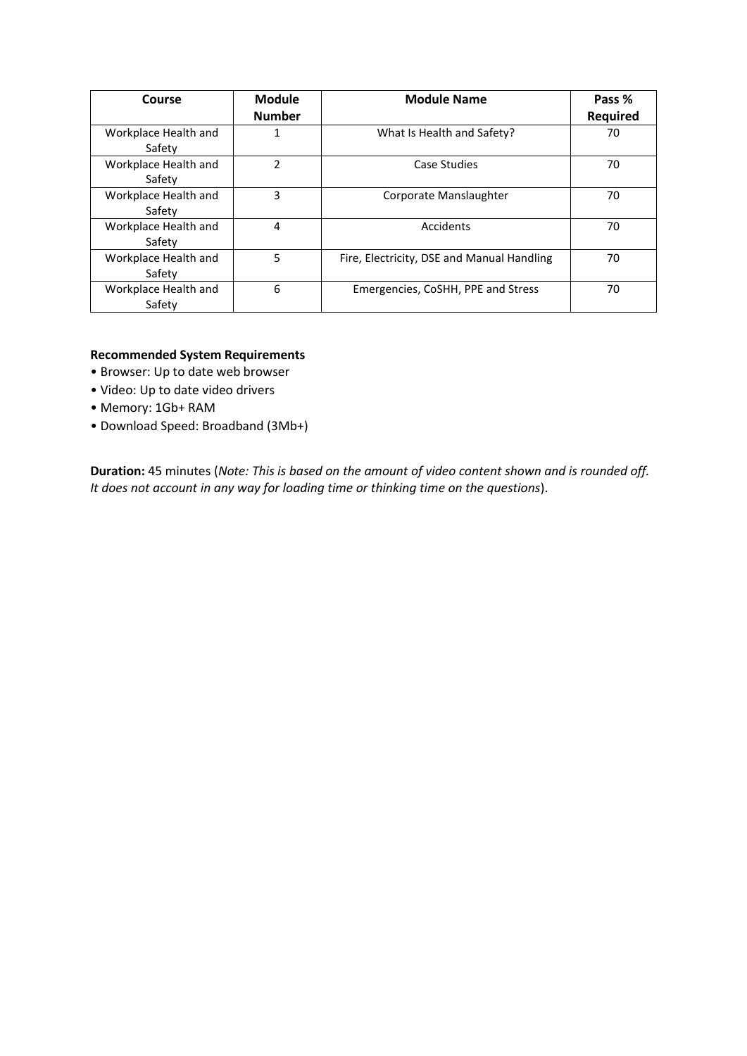| Course | Module Number | Module Name | Pass % Required |
|---|---|---|---|
| Workplace Health and Safety | 1 | What Is Health and Safety? | 70 |
| Workplace Health and Safety | 2 | Case Studies | 70 |
| Workplace Health and Safety | 3 | Corporate Manslaughter | 70 |
| Workplace Health and Safety | 4 | Accidents | 70 |
| Workplace Health and Safety | 5 | Fire, Electricity, DSE and Manual Handling | 70 |
| Workplace Health and Safety | 6 | Emergencies, CoSHH, PPE and Stress | 70 |

**Recommended System Requirements**

- Browser: Up to date web browser
- Video: Up to date video drivers
- Memory: 1Gb+ RAM
- Download Speed: Broadband (3Mb+)

**Duration:** 45 minutes (*Note: This is based on the amount of video content shown and is rounded off. It does not account in any way for loading time or thinking time on the questions*).